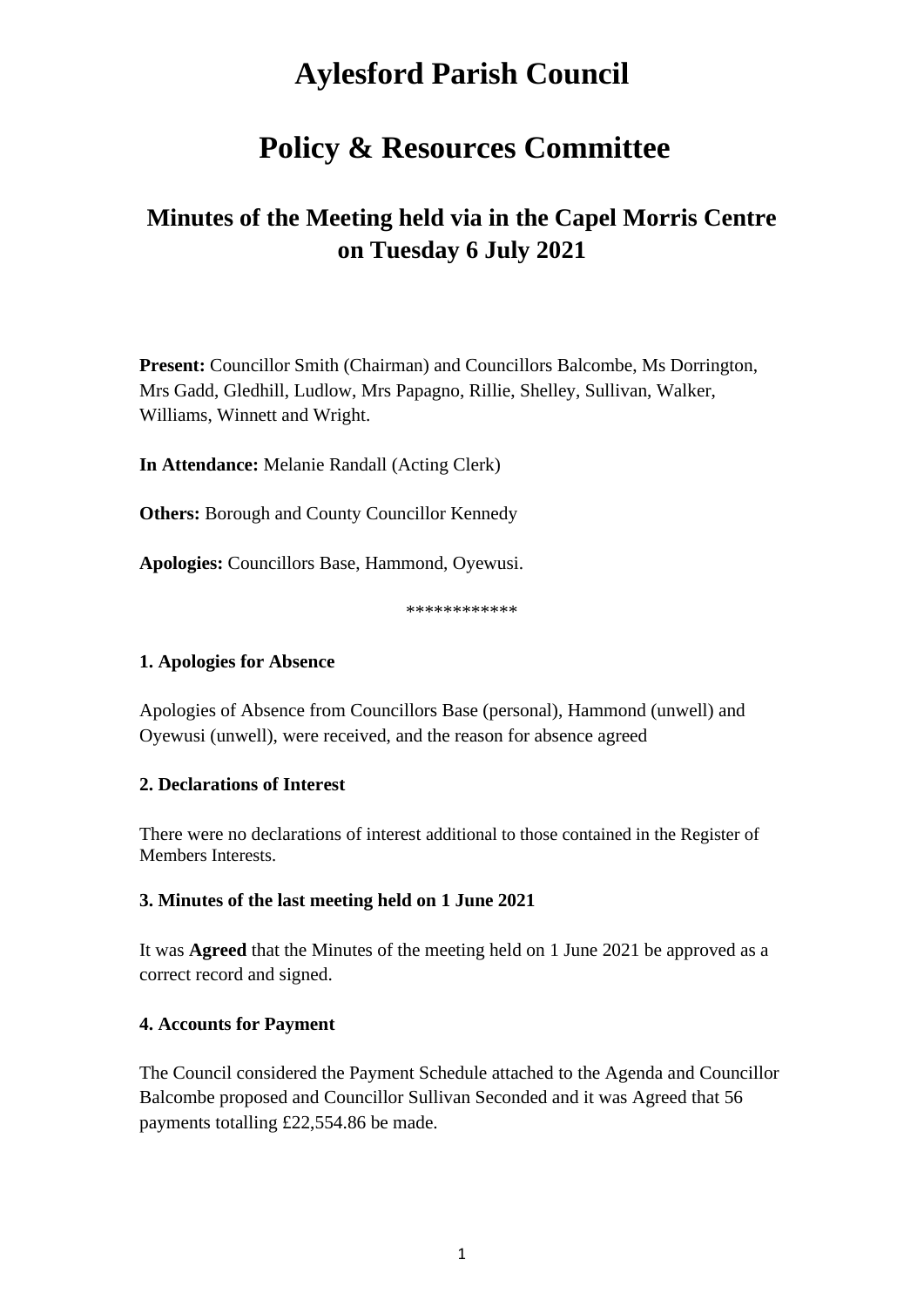# Aylesford Parish Council

# Policy & Resources Committee

## Minutes of the Meeting held via in the Capel Morris Centre on Tuesday 6 July 2021

**Present:** Councillor Smith (Chairman) and Councillors Balcombe, Ms Dorrington, Mrs Gadd, Gledhill, Ludlow, Mrs Papagno, Rillie, Shelley, Sullivan, Walker, Williams, Winnett and Wright.

**In Attendance:** Melanie Randall (Acting Clerk)

**Others:** Borough and County Councillor Kennedy

**Apologies:** Councillors Base, Hammond, Oyewusi.

************

**1. Apologies for Absence**

Apologies of Absence from Councillors Base (personal), Hammond (unwell) and Oyewusi (unwell), were received, and the reason for absence agreed

**2. Declarations of Interest**

There were no declarations of interest additional to those contained in the Register of Members Interests.

**3. Minutes of the last meeting held on 1 June 2021**

It was **Agreed** that the Minutes of the meeting held on 1 June 2021 be approved as a correct record and signed.

**4. Accounts for Payment**

The Council considered the Payment Schedule attached to the Agenda and Councillor Balcombe proposed and Councillor Sullivan Seconded and it was Agreed that 56 payments totalling £22,554.86 be made.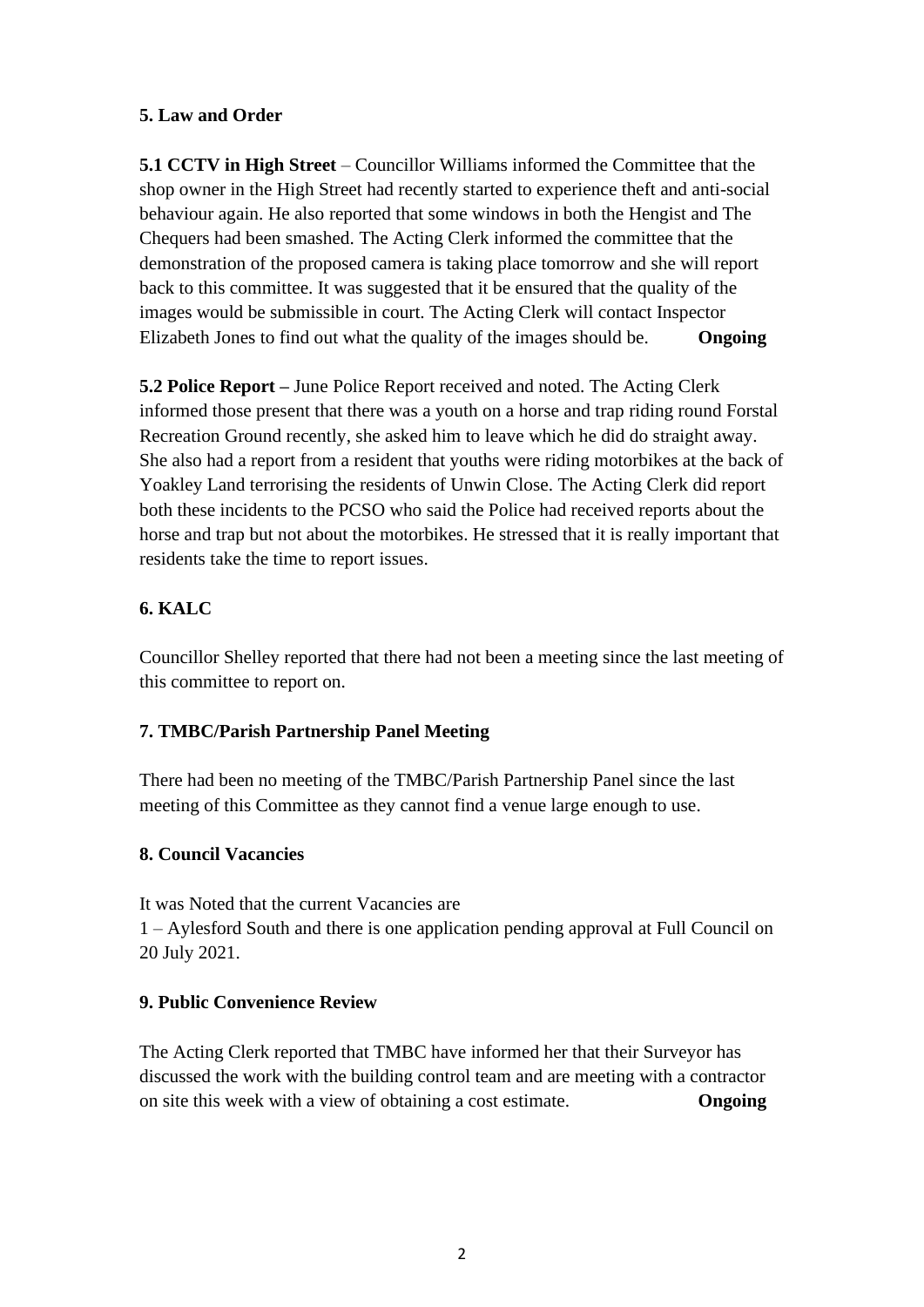**5. Law and Order**

**5.1 CCTV in High Street** – Councillor Williams informed the Committee that the shop owner in the High Street had recently started to experience theft and anti-social behaviour again. He also reported that some windows in both the Hengist and The Chequers had been smashed. The Acting Clerk informed the committee that the demonstration of the proposed camera is taking place tomorrow and she will report back to this committee. It was suggested that it be ensured that the quality of the images would be submissible in court. The Acting Clerk will contact Inspector Elizabeth Jones to find out what the quality of the images should be. **Ongoing**

**5.2 Police Report –** June Police Report received and noted. The Acting Clerk informed those present that there was a youth on a horse and trap riding round Forstal Recreation Ground recently, she asked him to leave which he did do straight away. She also had a report from a resident that youths were riding motorbikes at the back of Yoakley Land terrorising the residents of Unwin Close. The Acting Clerk did report both these incidents to the PCSO who said the Police had received reports about the horse and trap but not about the motorbikes. He stressed that it is really important that residents take the time to report issues.

**6. KALC**

Councillor Shelley reported that there had not been a meeting since the last meeting of this committee to report on.

**7. TMBC/Parish Partnership Panel Meeting**

There had been no meeting of the TMBC/Parish Partnership Panel since the last meeting of this Committee as they cannot find a venue large enough to use.

**8. Council Vacancies**

It was Noted that the current Vacancies are
1 – Aylesford South and there is one application pending approval at Full Council on 20 July 2021.

**9. Public Convenience Review**

The Acting Clerk reported that TMBC have informed her that their Surveyor has discussed the work with the building control team and are meeting with a contractor on site this week with a view of obtaining a cost estimate. **Ongoing**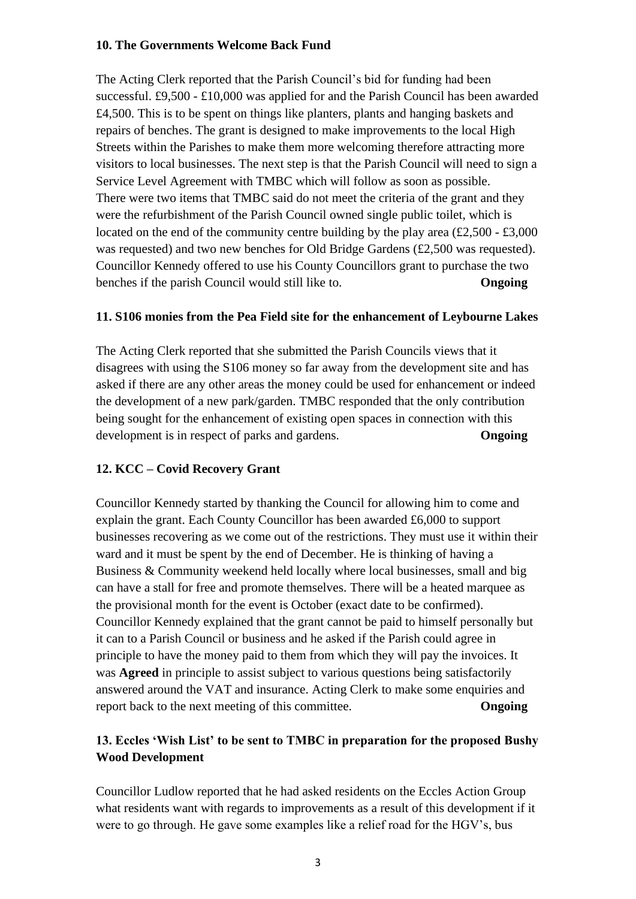**10. The Governments Welcome Back Fund**

The Acting Clerk reported that the Parish Council's bid for funding had been successful. £9,500 - £10,000 was applied for and the Parish Council has been awarded £4,500. This is to be spent on things like planters, plants and hanging baskets and repairs of benches. The grant is designed to make improvements to the local High Streets within the Parishes to make them more welcoming therefore attracting more visitors to local businesses. The next step is that the Parish Council will need to sign a Service Level Agreement with TMBC which will follow as soon as possible.
There were two items that TMBC said do not meet the criteria of the grant and they were the refurbishment of the Parish Council owned single public toilet, which is located on the end of the community centre building by the play area (£2,500 - £3,000 was requested) and two new benches for Old Bridge Gardens (£2,500 was requested). Councillor Kennedy offered to use his County Councillors grant to purchase the two benches if the parish Council would still like to. **Ongoing**

**11. S106 monies from the Pea Field site for the enhancement of Leybourne Lakes**

The Acting Clerk reported that she submitted the Parish Councils views that it disagrees with using the S106 money so far away from the development site and has asked if there are any other areas the money could be used for enhancement or indeed the development of a new park/garden. TMBC responded that the only contribution being sought for the enhancement of existing open spaces in connection with this development is in respect of parks and gardens. **Ongoing**

**12. KCC – Covid Recovery Grant**

Councillor Kennedy started by thanking the Council for allowing him to come and explain the grant. Each County Councillor has been awarded £6,000 to support businesses recovering as we come out of the restrictions. They must use it within their ward and it must be spent by the end of December. He is thinking of having a Business & Community weekend held locally where local businesses, small and big can have a stall for free and promote themselves. There will be a heated marquee as the provisional month for the event is October (exact date to be confirmed). Councillor Kennedy explained that the grant cannot be paid to himself personally but it can to a Parish Council or business and he asked if the Parish could agree in principle to have the money paid to them from which they will pay the invoices. It was **Agreed** in principle to assist subject to various questions being satisfactorily answered around the VAT and insurance. Acting Clerk to make some enquiries and report back to the next meeting of this committee. **Ongoing**

**13. Eccles 'Wish List' to be sent to TMBC in preparation for the proposed Bushy Wood Development**

Councillor Ludlow reported that he had asked residents on the Eccles Action Group what residents want with regards to improvements as a result of this development if it were to go through. He gave some examples like a relief road for the HGV's, bus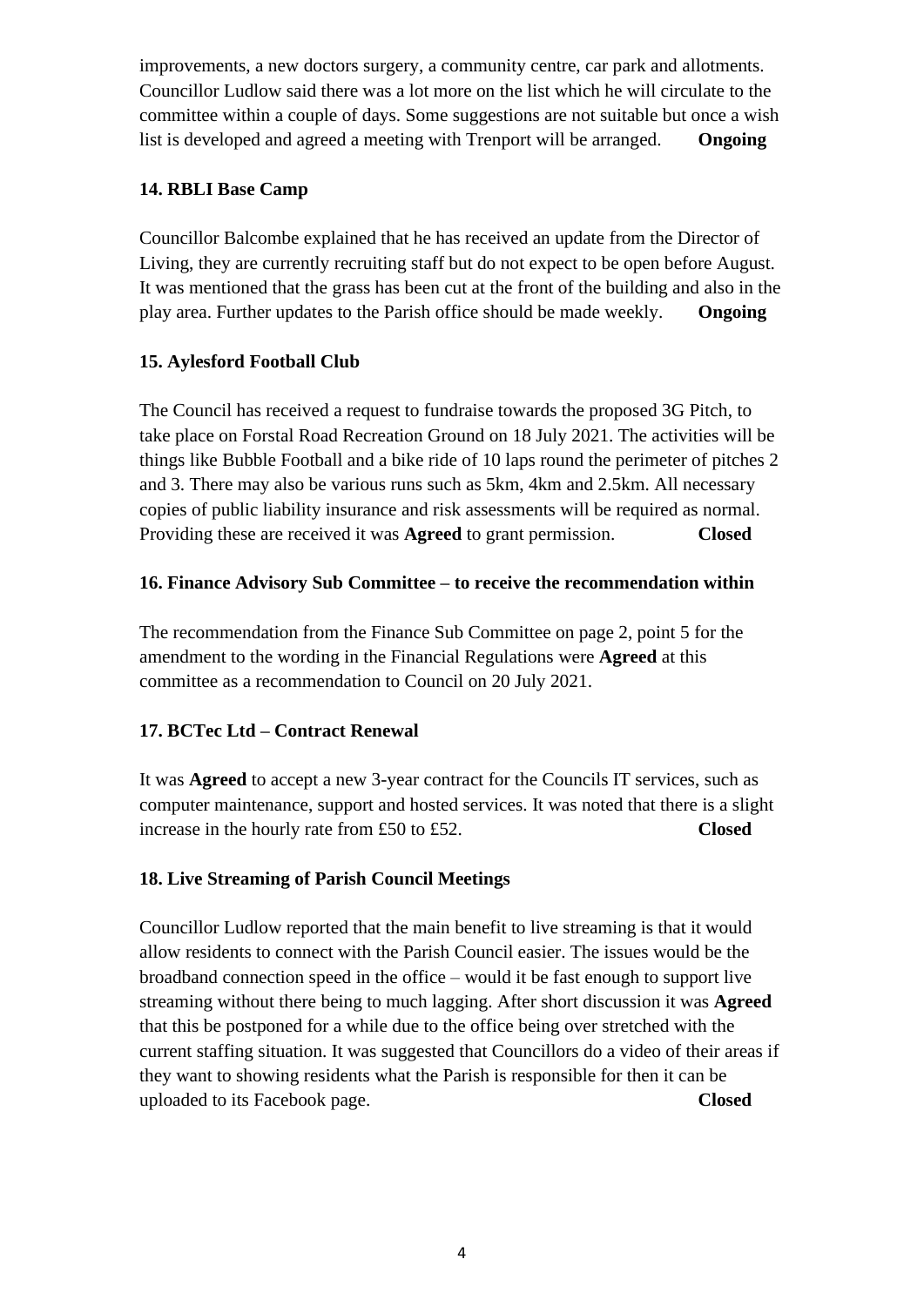improvements, a new doctors surgery, a community centre, car park and allotments. Councillor Ludlow said there was a lot more on the list which he will circulate to the committee within a couple of days. Some suggestions are not suitable but once a wish list is developed and agreed a meeting with Trenport will be arranged. **Ongoing**

**14. RBLI Base Camp**

Councillor Balcombe explained that he has received an update from the Director of Living, they are currently recruiting staff but do not expect to be open before August. It was mentioned that the grass has been cut at the front of the building and also in the play area. Further updates to the Parish office should be made weekly. **Ongoing**

**15. Aylesford Football Club**

The Council has received a request to fundraise towards the proposed 3G Pitch, to take place on Forstal Road Recreation Ground on 18 July 2021. The activities will be things like Bubble Football and a bike ride of 10 laps round the perimeter of pitches 2 and 3. There may also be various runs such as 5km, 4km and 2.5km. All necessary copies of public liability insurance and risk assessments will be required as normal. Providing these are received it was **Agreed** to grant permission. **Closed**

**16. Finance Advisory Sub Committee – to receive the recommendation within**

The recommendation from the Finance Sub Committee on page 2, point 5 for the amendment to the wording in the Financial Regulations were **Agreed** at this committee as a recommendation to Council on 20 July 2021.

**17. BCTec Ltd – Contract Renewal**

It was **Agreed** to accept a new 3-year contract for the Councils IT services, such as computer maintenance, support and hosted services. It was noted that there is a slight increase in the hourly rate from £50 to £52. **Closed**

**18. Live Streaming of Parish Council Meetings**

Councillor Ludlow reported that the main benefit to live streaming is that it would allow residents to connect with the Parish Council easier. The issues would be the broadband connection speed in the office – would it be fast enough to support live streaming without there being to much lagging. After short discussion it was **Agreed** that this be postponed for a while due to the office being over stretched with the current staffing situation. It was suggested that Councillors do a video of their areas if they want to showing residents what the Parish is responsible for then it can be uploaded to its Facebook page. **Closed**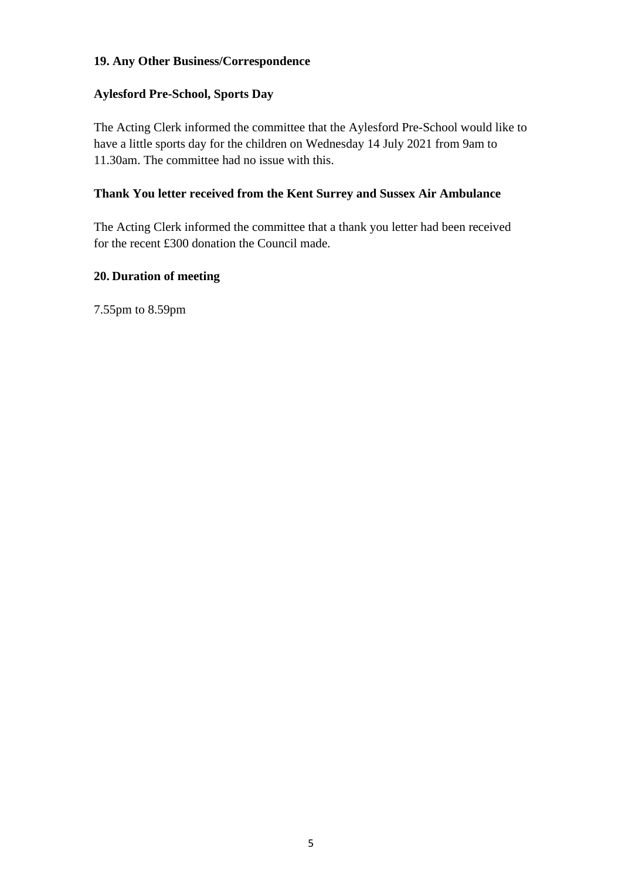## 19. Any Other Business/Correspondence

### Aylesford Pre-School, Sports Day

The Acting Clerk informed the committee that the Aylesford Pre-School would like to have a little sports day for the children on Wednesday 14 July 2021 from 9am to 11.30am. The committee had no issue with this.

### Thank You letter received from the Kent Surrey and Sussex Air Ambulance

The Acting Clerk informed the committee that a thank you letter had been received for the recent £300 donation the Council made.

## 20. Duration of meeting

7.55pm to 8.59pm